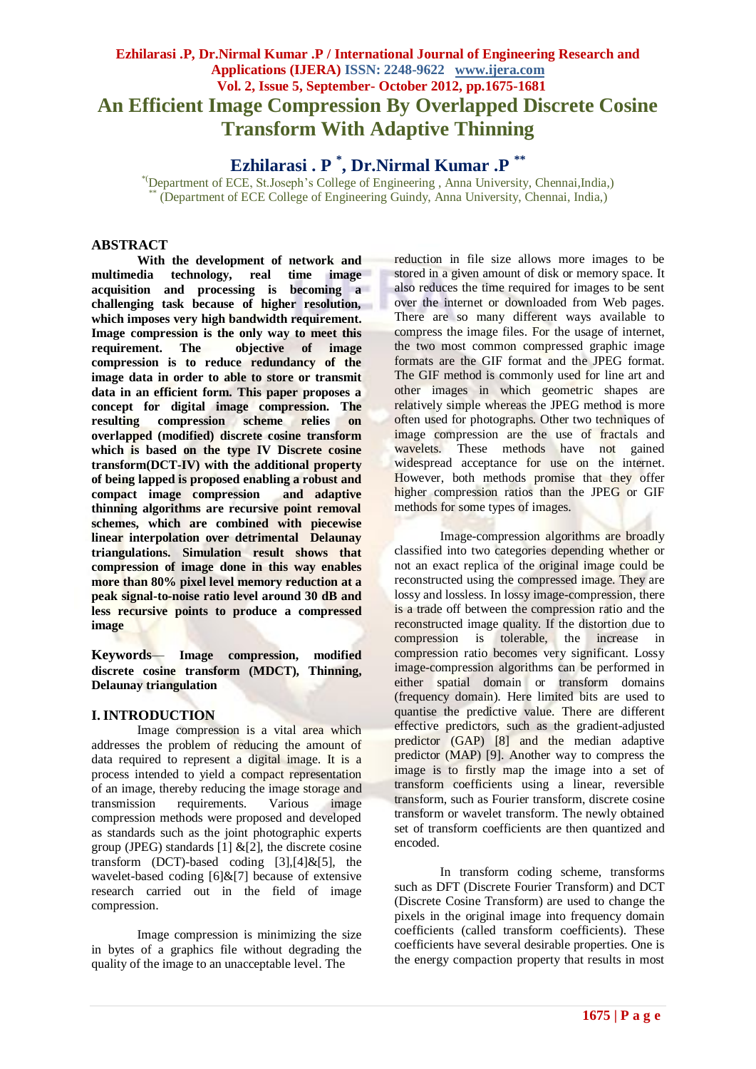# An Efficient Image Compression By Overlapped Discrete Cosine Transform With Adaptive Thinning

## Ezhilarasi . P [*], Dr.Nirmal Kumar .P [**]

[*](Department of ECE, St.Joseph's College of Engineering , Anna University, Chennai,India,)
[**] (Department of ECE College of Engineering Guindy, Anna University, Chennai, India,)

## ABSTRACT

**With the development of network and multimedia technology, real time image acquisition and processing is becoming a challenging task because of higher resolution, which imposes very high bandwidth requirement. Image compression is the only way to meet this requirement. The objective of image compression is to reduce redundancy of the image data in order to able to store or transmit data in an efficient form. This paper proposes a concept for digital image compression. The resulting compression scheme relies on overlapped (modified) discrete cosine transform which is based on the type IV Discrete cosine transform(DCT-IV) with the additional property of being lapped is proposed enabling a robust and compact image compression and adaptive thinning algorithms are recursive point removal schemes, which are combined with piecewise linear interpolation over detrimental Delaunay triangulations. Simulation result shows that compression of image done in this way enables more than 80% pixel level memory reduction at a peak signal-to-noise ratio level around 30 dB and less recursive points to produce a compressed image**

**Keywords**— **Image compression, modified discrete cosine transform (MDCT), Thinning, Delaunay triangulation**

## I. INTRODUCTION

Image compression is a vital area which addresses the problem of reducing the amount of data required to represent a digital image. It is a process intended to yield a compact representation of an image, thereby reducing the image storage and transmission requirements. Various image compression methods were proposed and developed as standards such as the joint photographic experts group (JPEG) standards [1] &[2], the discrete cosine transform (DCT)-based coding [3],[4]&[5], the wavelet-based coding [6]&[7] because of extensive research carried out in the field of image compression.

Image compression is minimizing the size in bytes of a graphics file without degrading the quality of the image to an unacceptable level. The reduction in file size allows more images to be stored in a given amount of disk or memory space. It also reduces the time required for images to be sent over the internet or downloaded from Web pages. There are so many different ways available to compress the image files. For the usage of internet, the two most common compressed graphic image formats are the GIF format and the JPEG format. The GIF method is commonly used for line art and other images in which geometric shapes are relatively simple whereas the JPEG method is more often used for photographs. Other two techniques of image compression are the use of fractals and wavelets. These methods have not gained widespread acceptance for use on the internet. However, both methods promise that they offer higher compression ratios than the JPEG or GIF methods for some types of images.

Image-compression algorithms are broadly classified into two categories depending whether or not an exact replica of the original image could be reconstructed using the compressed image. They are lossy and lossless. In lossy image-compression, there is a trade off between the compression ratio and the reconstructed image quality. If the distortion due to compression is tolerable, the increase in compression ratio becomes very significant. Lossy image-compression algorithms can be performed in either spatial domain or transform domains (frequency domain). Here limited bits are used to quantise the predictive value. There are different effective predictors, such as the gradient-adjusted predictor (GAP) [8] and the median adaptive predictor (MAP) [9]. Another way to compress the image is to firstly map the image into a set of transform coefficients using a linear, reversible transform, such as Fourier transform, discrete cosine transform or wavelet transform. The newly obtained set of transform coefficients are then quantized and encoded.

In transform coding scheme, transforms such as DFT (Discrete Fourier Transform) and DCT (Discrete Cosine Transform) are used to change the pixels in the original image into frequency domain coefficients (called transform coefficients). These coefficients have several desirable properties. One is the energy compaction property that results in most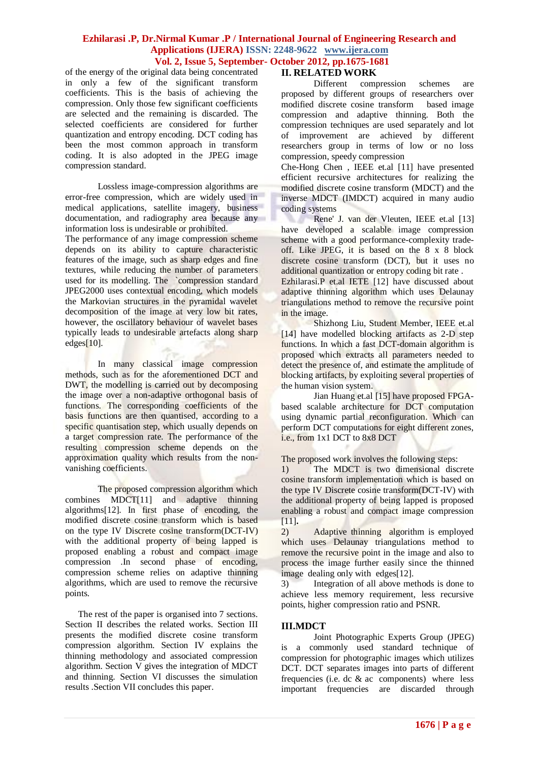of the energy of the original data being concentrated in only a few of the significant transform coefficients. This is the basis of achieving the compression. Only those few significant coefficients are selected and the remaining is discarded. The selected coefficients are considered for further quantization and entropy encoding. DCT coding has been the most common approach in transform coding. It is also adopted in the JPEG image compression standard.

Lossless image-compression algorithms are error-free compression, which are widely used in medical applications, satellite imagery, business documentation, and radiography area because any information loss is undesirable or prohibited.
The performance of any image compression scheme depends on its ability to capture characteristic features of the image, such as sharp edges and fine textures, while reducing the number of parameters used for its modelling. The `compression standard JPEG2000 uses contextual encoding, which models the Markovian structures in the pyramidal wavelet decomposition of the image at very low bit rates, however, the oscillatory behaviour of wavelet bases typically leads to undesirable artefacts along sharp edges[10].

In many classical image compression methods, such as for the aforementioned DCT and DWT, the modelling is carried out by decomposing the image over a non-adaptive orthogonal basis of functions. The corresponding coefficients of the basis functions are then quantised, according to a specific quantisation step, which usually depends on a target compression rate. The performance of the resulting compression scheme depends on the approximation quality which results from the non-vanishing coefficients.

The proposed compression algorithm which combines MDCT[11] and adaptive thinning algorithms[12]. In first phase of encoding, the modified discrete cosine transform which is based on the type IV Discrete cosine transform(DCT-IV) with the additional property of being lapped is proposed enabling a robust and compact image compression .In second phase of encoding, compression scheme relies on adaptive thinning algorithms, which are used to remove the recursive points.

The rest of the paper is organised into 7 sections. Section II describes the related works. Section III presents the modified discrete cosine transform compression algorithm. Section IV explains the thinning methodology and associated compression algorithm. Section V gives the integration of MDCT and thinning. Section VI discusses the simulation results .Section VII concludes this paper.

## II. RELATED WORK

Different compression schemes are proposed by different groups of researchers over modified discrete cosine transform based image compression and adaptive thinning. Both the compression techniques are used separately and lot of improvement are achieved by different researchers group in terms of low or no loss compression, speedy compression
Che-Hong Chen , IEEE et.al [11] have presented efficient recursive architectures for realizing the modified discrete cosine transform (MDCT) and the inverse MDCT (IMDCT) acquired in many audio coding systems

Rene' J. van der Vleuten, IEEE et.al [13] have developed a scalable image compression scheme with a good performance-complexity trade-off. Like JPEG, it is based on the 8 x 8 block discrete cosine transform (DCT), but it uses no additional quantization or entropy coding bit rate .
Ezhilarasi.P et.al IETE [12] have discussed about adaptive thinning algorithm which uses Delaunay triangulations method to remove the recursive point in the image.

Shizhong Liu, Student Member, IEEE et.al [14] have modelled blocking artifacts as 2-D step functions. In which a fast DCT-domain algorithm is proposed which extracts all parameters needed to detect the presence of, and estimate the amplitude of blocking artifacts, by exploiting several properties of the human vision system.

Jian Huang et.al [15] have proposed FPGA-based scalable architecture for DCT computation using dynamic partial reconfiguration. Which can perform DCT computations for eight different zones, i.e., from 1x1 DCT to 8x8 DCT

The proposed work involves the following steps:
1) The MDCT is two dimensional discrete cosine transform implementation which is based on the type IV Discrete cosine transform(DCT-IV) with the additional property of being lapped is proposed enabling a robust and compact image compression [11].
2) Adaptive thinning algorithm is employed which uses Delaunay triangulations method to remove the recursive point in the image and also to process the image further easily since the thinned image dealing only with edges[12].
3) Integration of all above methods is done to achieve less memory requirement, less recursive points, higher compression ratio and PSNR.

## III.MDCT

Joint Photographic Experts Group (JPEG) is a commonly used standard technique of compression for photographic images which utilizes DCT. DCT separates images into parts of different frequencies (i.e. dc & ac components) where less important frequencies are discarded through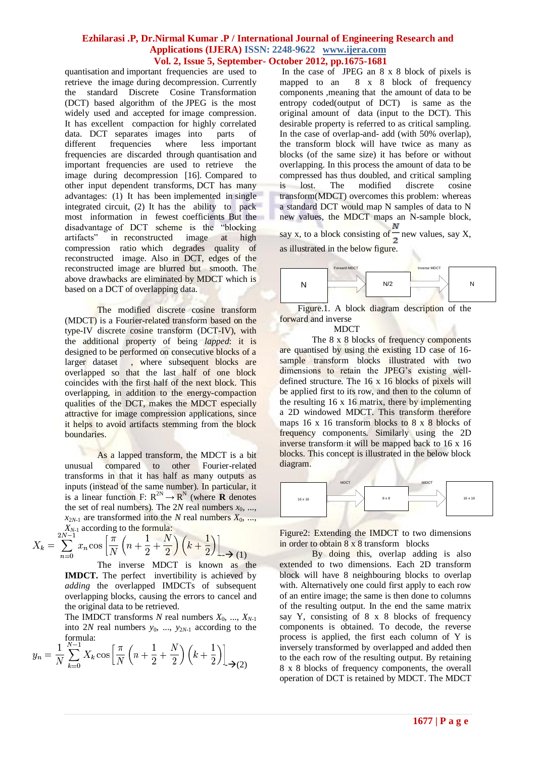quantisation and important frequencies are used to retrieve the image during decompression. Currently the standard Discrete Cosine Transformation (DCT) based algorithm of the JPEG is the most widely used and accepted for image compression. It has excellent compaction for highly correlated data. DCT separates images into parts of different frequencies where less important frequencies are discarded through quantisation and important frequencies are used to retrieve the image during decompression [16]. Compared to other input dependent transforms, DCT has many advantages: (1) It has been implemented in single integrated circuit, (2) It has the ability to pack most information in fewest coefficients But the disadvantage of DCT scheme is the "blocking artifacts" in reconstructed image at high compression ratio which degrades quality of reconstructed image. Also in DCT, edges of the reconstructed image are blurred but smooth. The above drawbacks are eliminated by MDCT which is based on a DCT of overlapping data.

The modified discrete cosine transform (MDCT) is a Fourier-related transform based on the type-IV discrete cosine transform (DCT-IV), with the additional property of being *lapped*: it is designed to be performed on consecutive blocks of a larger dataset , where subsequent blocks are overlapped so that the last half of one block coincides with the first half of the next block. This overlapping, in addition to the energy-compaction qualities of the DCT, makes the MDCT especially attractive for image compression applications, since it helps to avoid artifacts stemming from the block boundaries.

As a lapped transform, the MDCT is a bit unusual compared to other Fourier-related transforms in that it has half as many outputs as inputs (instead of the same number). In particular, it is a linear function F: $R^{2N} \rightarrow R^N$ (where **R** denotes the set of real numbers). The $2N$ real numbers $x_0, ..., x_{2N-1}$ are transformed into the $N$ real numbers $X_0, ..., X_{N-1}$ according to the formula:

$$X_k = \sum_{n=0}^{2N-1} x_n \cos\left[\frac{\pi}{N}\left(n+\frac{1}{2}+\frac{N}{2}\right)\left(k+\frac{1}{2}\right)\right] \rightarrow (1)$$

The inverse MDCT is known as the **IMDCT.** The perfect invertibility is achieved by *adding* the overlapped IMDCTs of subsequent overlapping blocks, causing the errors to cancel and the original data to be retrieved.

The IMDCT transforms $N$ real numbers $X_0, ..., X_{N-1}$ into $2N$ real numbers $y_0, ..., y_{2N-1}$ according to the formula:

$$y_n = \frac{1}{N}\sum_{k=0}^{N-1} X_k \cos\left[\frac{\pi}{N}\left(n+\frac{1}{2}+\frac{N}{2}\right)\left(k+\frac{1}{2}\right)\right] \rightarrow (2)$$

In the case of JPEG an 8 x 8 block of pixels is mapped to an 8 x 8 block of frequency components ,meaning that the amount of data to be entropy coded(output of DCT) is same as the original amount of data (input to the DCT). This desirable property is referred to as critical sampling. In the case of overlap-and- add (with 50% overlap), the transform block will have twice as many as blocks (of the same size) it has before or without overlapping. In this process the amount of data to be compressed has thus doubled, and critical sampling is lost. The modified discrete cosine transform(MDCT) overcomes this problem: whereas a standard DCT would map N samples of data to N new values, the MDCT maps an N-sample block, say x, to a block consisting of $\frac{N}{2}$ new values, say X, as illustrated in the below figure.

| N | Forward MDCT → | N/2 | Inverse MDCT → | N |
|---|---|---|---|---|

Figure.1. A block diagram description of the forward and inverse MDCT

The 8 x 8 blocks of frequency components are quantised by using the existing 1D case of 16-sample transform blocks illustrated with two dimensions to retain the JPEG's existing well-defined structure. The 16 x 16 blocks of pixels will be applied first to its row, and then to the column of the resulting 16 x 16 matrix, there by implementing a 2D windowed MDCT. This transform therefore maps 16 x 16 transform blocks to 8 x 8 blocks of frequency components. Similarly using the 2D inverse transform it will be mapped back to 16 x 16 blocks. This concept is illustrated in the below block diagram.

| 16 x 16 | MDCT → | 8 x 8 | IMDCT → | 16 x 16 |
|---|---|---|---|---|

Figure2: Extending the IMDCT to two dimensions in order to obtain 8 x 8 transform blocks

By doing this, overlap adding is also extended to two dimensions. Each 2D transform block will have 8 neighbouring blocks to overlap with. Alternatively one could first apply to each row of an entire image; the same is then done to columns of the resulting output. In the end the same matrix say Y, consisting of 8 x 8 blocks of frequency components is obtained. To decode, the reverse process is applied, the first each column of Y is inversely transformed by overlapped and added then to the each row of the resulting output. By retaining 8 x 8 blocks of frequency components, the overall operation of DCT is retained by MDCT. The MDCT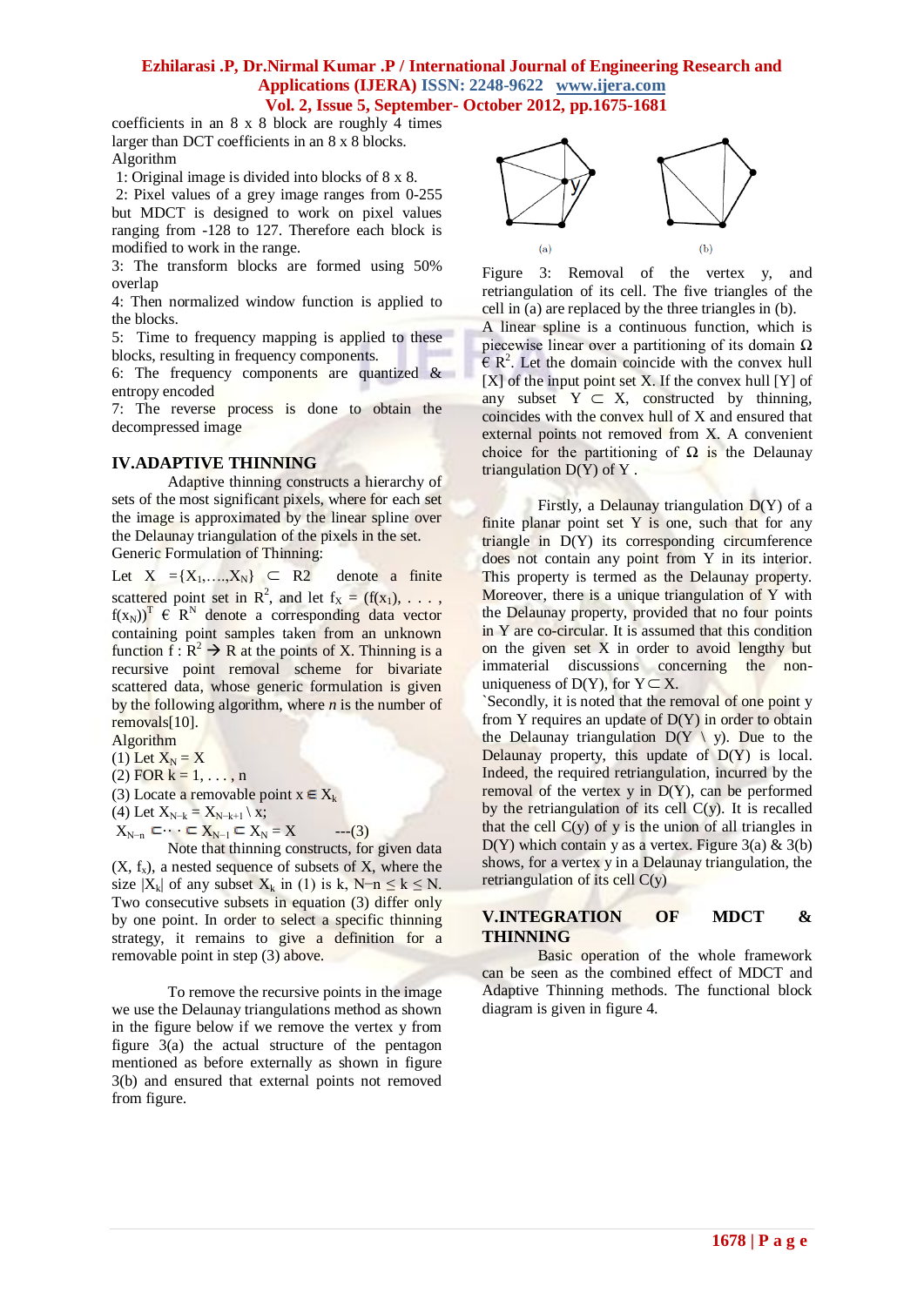coefficients in an 8 x 8 block are roughly 4 times larger than DCT coefficients in an 8 x 8 blocks.

Algorithm

1: Original image is divided into blocks of 8 x 8.

2: Pixel values of a grey image ranges from 0-255 but MDCT is designed to work on pixel values ranging from -128 to 127. Therefore each block is modified to work in the range.

3: The transform blocks are formed using 50% overlap

4: Then normalized window function is applied to the blocks.

5: Time to frequency mapping is applied to these blocks, resulting in frequency components.

6: The frequency components are quantized & entropy encoded

7: The reverse process is done to obtain the decompressed image

## IV.ADAPTIVE THINNING

Adaptive thinning constructs a hierarchy of sets of the most significant pixels, where for each set the image is approximated by the linear spline over the Delaunay triangulation of the pixels in the set.

Generic Formulation of Thinning:

Let $X = \{X_1, \ldots, X_N\} \subset R2$ denote a finite scattered point set in $R^2$, and let $f_X = (f(x_1), \ldots, f(x_N))^T \in R^N$ denote a corresponding data vector containing point samples taken from an unknown function $f : R^2 \rightarrow R$ at the points of X. Thinning is a recursive point removal scheme for bivariate scattered data, whose generic formulation is given by the following algorithm, where *n* is the number of removals[10].

Algorithm

(1) Let $X_N = X$

(2) FOR $k = 1, \ldots, n$

(3) Locate a removable point $x \in X_k$

(4) Let $X_{N-k} = X_{N-k+1} \setminus x$;

$X_{N-n} \subset \cdots \subset X_{N-1} \subset X_N = X$ ---(3)

Note that thinning constructs, for given data $(X, f_x)$, a nested sequence of subsets of X, where the size $|X_k|$ of any subset $X_k$ in (1) is k, $N-n \le k \le N$. Two consecutive subsets in equation (3) differ only by one point. In order to select a specific thinning strategy, it remains to give a definition for a removable point in step (3) above.

To remove the recursive points in the image we use the Delaunay triangulations method as shown in the figure below if we remove the vertex y from figure 3(a) the actual structure of the pentagon mentioned as before externally as shown in figure 3(b) and ensured that external points not removed from figure.

Figure 3: Removal of the vertex y, and retriangulation of its cell. The five triangles of the cell in (a) are replaced by the three triangles in (b).

A linear spline is a continuous function, which is piecewise linear over a partitioning of its domain $\Omega \in R^2$. Let the domain coincide with the convex hull [X] of the input point set X. If the convex hull [Y] of any subset $Y \subset X$, constructed by thinning, coincides with the convex hull of X and ensured that external points not removed from X. A convenient choice for the partitioning of $\Omega$ is the Delaunay triangulation D(Y) of Y .

Firstly, a Delaunay triangulation D(Y) of a finite planar point set Y is one, such that for any triangle in D(Y) its corresponding circumference does not contain any point from Y in its interior. This property is termed as the Delaunay property. Moreover, there is a unique triangulation of Y with the Delaunay property, provided that no four points in Y are co-circular. It is assumed that this condition on the given set X in order to avoid lengthy but immaterial discussions concerning the non-uniqueness of D(Y), for $Y \subset X$.

`Secondly, it is noted that the removal of one point y from Y requires an update of D(Y) in order to obtain the Delaunay triangulation $D(Y \setminus y)$. Due to the Delaunay property, this update of D(Y) is local. Indeed, the required retriangulation, incurred by the removal of the vertex y in D(Y), can be performed by the retriangulation of its cell C(y). It is recalled that the cell C(y) of y is the union of all triangles in D(Y) which contain y as a vertex. Figure 3(a) & 3(b) shows, for a vertex y in a Delaunay triangulation, the retriangulation of its cell C(y)

## V.INTEGRATION OF MDCT & THINNING

Basic operation of the whole framework can be seen as the combined effect of MDCT and Adaptive Thinning methods. The functional block diagram is given in figure 4.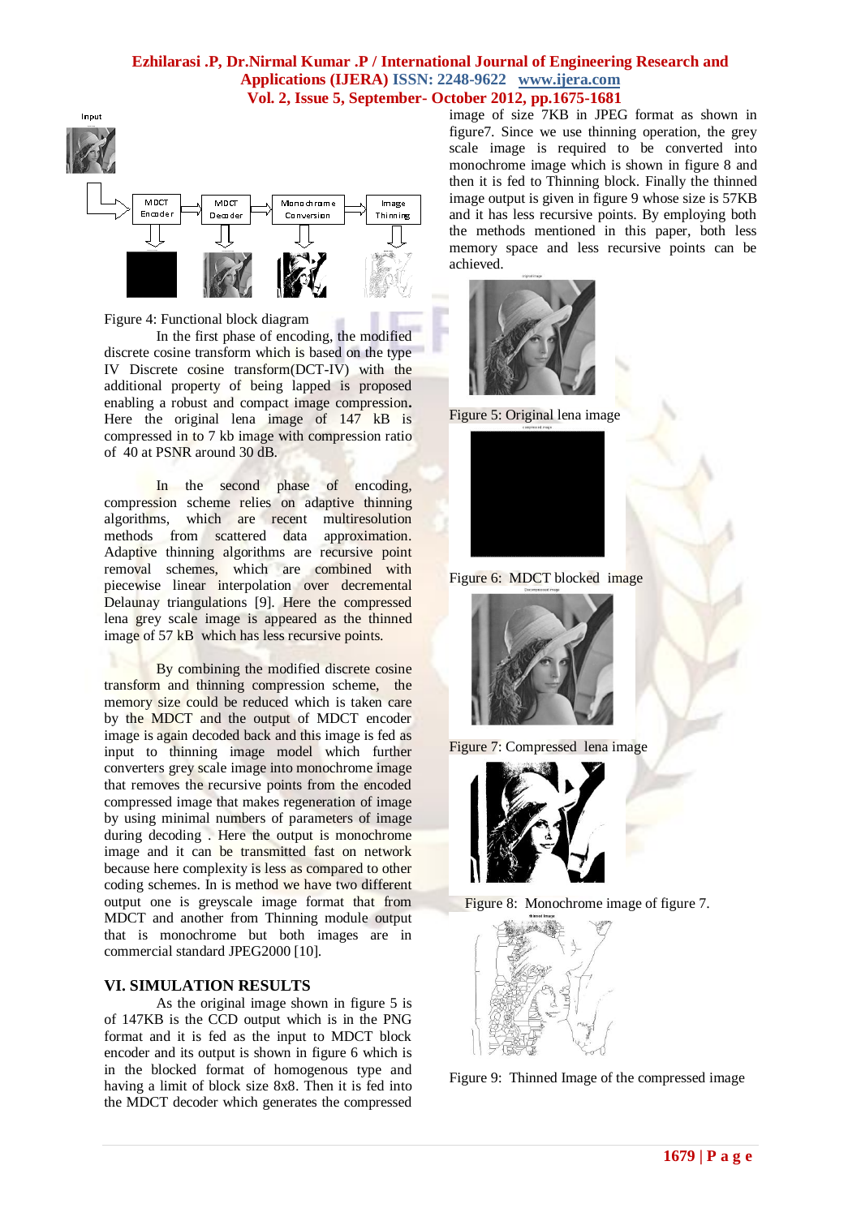Figure 4: Functional block diagram

In the first phase of encoding, the modified discrete cosine transform which is based on the type IV Discrete cosine transform(DCT-IV) with the additional property of being lapped is proposed enabling a robust and compact image compression**.** Here the original lena image of 147 kB is compressed in to 7 kb image with compression ratio of 40 at PSNR around 30 dB.

In the second phase of encoding, compression scheme relies on adaptive thinning algorithms, which are recent multiresolution methods from scattered data approximation. Adaptive thinning algorithms are recursive point removal schemes, which are combined with piecewise linear interpolation over decremental Delaunay triangulations [9]. Here the compressed lena grey scale image is appeared as the thinned image of 57 kB which has less recursive points.

By combining the modified discrete cosine transform and thinning compression scheme, the memory size could be reduced which is taken care by the MDCT and the output of MDCT encoder image is again decoded back and this image is fed as input to thinning image model which further converters grey scale image into monochrome image that removes the recursive points from the encoded compressed image that makes regeneration of image by using minimal numbers of parameters of image during decoding . Here the output is monochrome image and it can be transmitted fast on network because here complexity is less as compared to other coding schemes. In is method we have two different output one is greyscale image format that from MDCT and another from Thinning module output that is monochrome but both images are in commercial standard JPEG2000 [10].

## VI. SIMULATION RESULTS

As the original image shown in figure 5 is of 147KB is the CCD output which is in the PNG format and it is fed as the input to MDCT block encoder and its output is shown in figure 6 which is in the blocked format of homogenous type and having a limit of block size 8x8. Then it is fed into the MDCT decoder which generates the compressed image of size 7KB in JPEG format as shown in figure7. Since we use thinning operation, the grey scale image is required to be converted into monochrome image which is shown in figure 8 and then it is fed to Thinning block. Finally the thinned image output is given in figure 9 whose size is 57KB and it has less recursive points. By employing both the methods mentioned in this paper, both less memory space and less recursive points can be achieved.

Figure 5: Original lena image

Figure 6: MDCT blocked image

Figure 7: Compressed lena image

Figure 8: Monochrome image of figure 7.

Figure 9: Thinned Image of the compressed image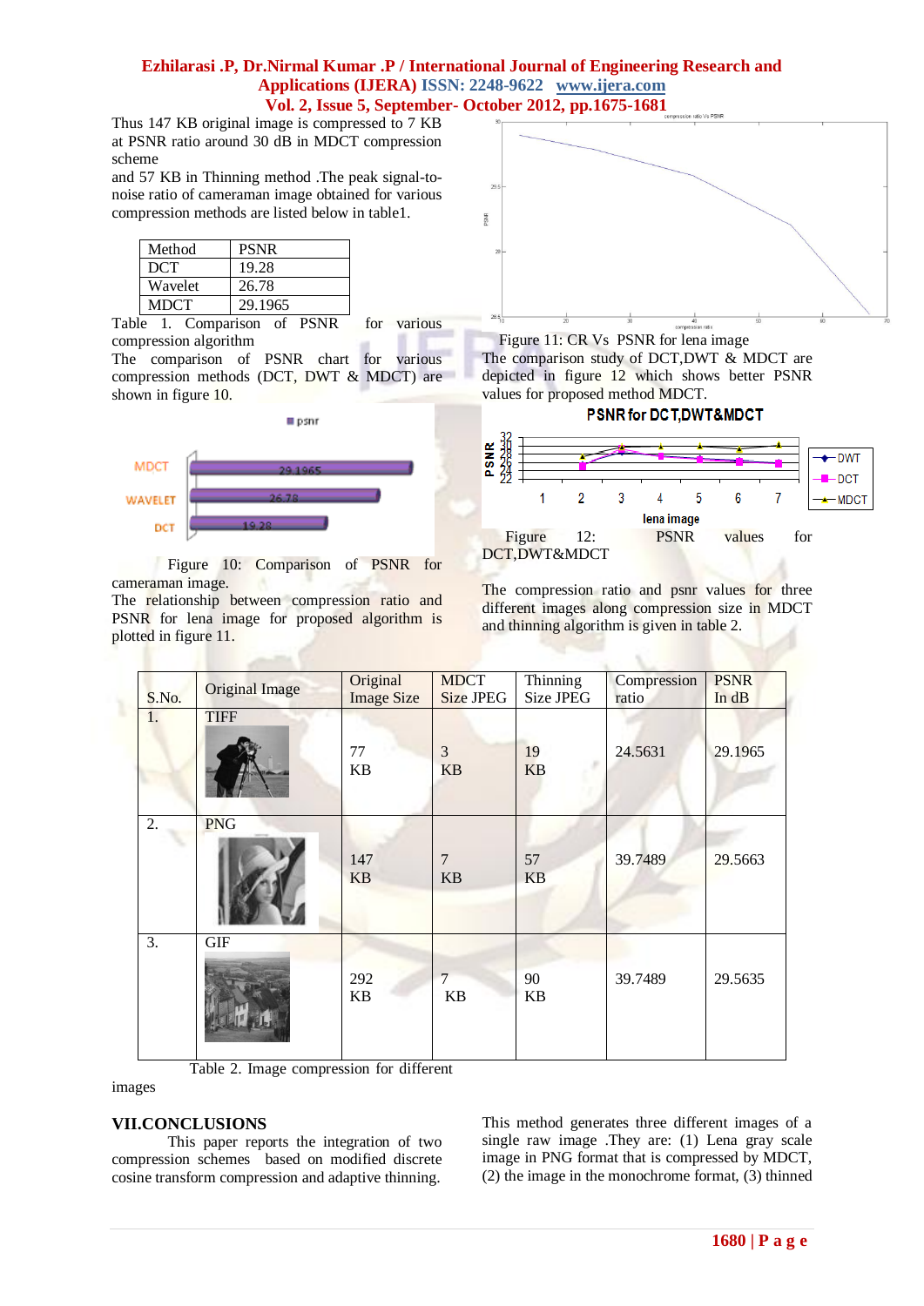Thus 147 KB original image is compressed to 7 KB at PSNR ratio around 30 dB in MDCT compression scheme

and 57 KB in Thinning method .The peak signal-to-noise ratio of cameraman image obtained for various compression methods are listed below in table1.

| Method | PSNR |
|---|---|
| DCT | 19.28 |
| Wavelet | 26.78 |
| MDCT | 29.1965 |

Table 1. Comparison of PSNR for various compression algorithm

The comparison of PSNR chart for various compression methods (DCT, DWT & MDCT) are shown in figure 10.

Figure 10: Comparison of PSNR for cameraman image.

The relationship between compression ratio and PSNR for lena image for proposed algorithm is plotted in figure 11.

Figure 11: CR Vs PSNR for lena image

The comparison study of DCT,DWT & MDCT are depicted in figure 12 which shows better PSNR values for proposed method MDCT.

Figure 12: PSNR values for DCT,DWT&MDCT

The compression ratio and psnr values for three different images along compression size in MDCT and thinning algorithm is given in table 2.

| S.No. | Original Image | Original Image Size | MDCT Size JPEG | Thinning Size JPEG | Compression ratio | PSNR In dB |
|---|---|---|---|---|---|---|
| 1. | TIFF | 77 KB | 3 KB | 19 KB | 24.5631 | 29.1965 |
| 2. | PNG | 147 KB | 7 KB | 57 KB | 39.7489 | 29.5663 |
| 3. | GIF | 292 KB | 7 KB | 90 KB | 39.7489 | 29.5635 |

Table 2. Image compression for different images

## VII.CONCLUSIONS

This paper reports the integration of two compression schemes based on modified discrete cosine transform compression and adaptive thinning.

This method generates three different images of a single raw image .They are: (1) Lena gray scale image in PNG format that is compressed by MDCT, (2) the image in the monochrome format, (3) thinned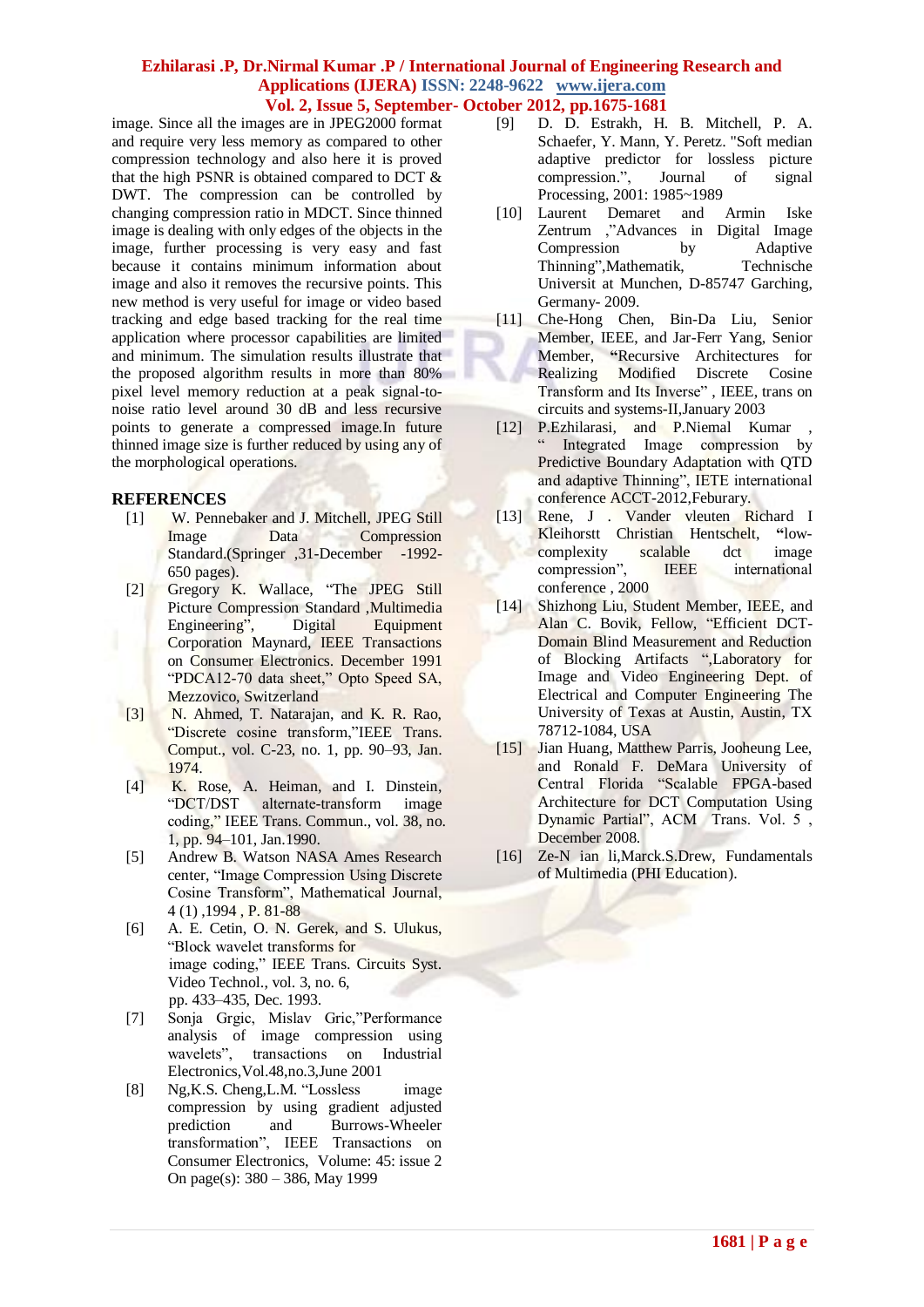image. Since all the images are in JPEG2000 format and require very less memory as compared to other compression technology and also here it is proved that the high PSNR is obtained compared to DCT & DWT. The compression can be controlled by changing compression ratio in MDCT. Since thinned image is dealing with only edges of the objects in the image, further processing is very easy and fast because it contains minimum information about image and also it removes the recursive points. This new method is very useful for image or video based tracking and edge based tracking for the real time application where processor capabilities are limited and minimum. The simulation results illustrate that the proposed algorithm results in more than 80% pixel level memory reduction at a peak signal-to-noise ratio level around 30 dB and less recursive points to generate a compressed image.In future thinned image size is further reduced by using any of the morphological operations.

## REFERENCES

[1] W. Pennebaker and J. Mitchell, JPEG Still Image Data Compression Standard.(Springer ,31-December -1992- 650 pages).

[2] Gregory K. Wallace, "The JPEG Still Picture Compression Standard ,Multimedia Engineering", Digital Equipment Corporation Maynard, IEEE Transactions on Consumer Electronics. December 1991 "PDCA12-70 data sheet," Opto Speed SA, Mezzovico, Switzerland

[3] N. Ahmed, T. Natarajan, and K. R. Rao, "Discrete cosine transform,"IEEE Trans. Comput., vol. C-23, no. 1, pp. 90–93, Jan. 1974.

[4] K. Rose, A. Heiman, and I. Dinstein, "DCT/DST alternate-transform image coding," IEEE Trans. Commun., vol. 38, no. 1, pp. 94–101, Jan.1990.

[5] Andrew B. Watson NASA Ames Research center, "Image Compression Using Discrete Cosine Transform", Mathematical Journal, 4 (1) ,1994 , P. 81-88

[6] A. E. Cetin, O. N. Gerek, and S. Ulukus, "Block wavelet transforms for image coding," IEEE Trans. Circuits Syst. Video Technol., vol. 3, no. 6, pp. 433–435, Dec. 1993.

[7] Sonja Grgic, Mislav Gric,"Performance analysis of image compression using wavelets", transactions on Industrial Electronics,Vol.48,no.3,June 2001

[8] Ng,K.S. Cheng,L.M. "Lossless image compression by using gradient adjusted prediction and Burrows-Wheeler transformation", IEEE Transactions on Consumer Electronics, Volume: 45: issue 2 On page(s): 380 – 386, May 1999

[9] D. D. Estrakh, H. B. Mitchell, P. A. Schaefer, Y. Mann, Y. Peretz. "Soft median adaptive predictor for lossless picture compression.", Journal of signal Processing, 2001: 1985~1989

[10] Laurent Demaret and Armin Iske Zentrum ,"Advances in Digital Image Compression by Adaptive Thinning",Mathematik, Technische Universit at Munchen, D-85747 Garching, Germany- 2009.

[11] Che-Hong Chen, Bin-Da Liu, Senior Member, IEEE, and Jar-Ferr Yang, Senior Member, "Recursive Architectures for Realizing Modified Discrete Cosine Transform and Its Inverse" , IEEE, trans on circuits and systems-II,January 2003

[12] P.Ezhilarasi, and P.Niemal Kumar , " Integrated Image compression by Predictive Boundary Adaptation with QTD and adaptive Thinning", IETE international conference ACCT-2012,Feburary.

[13] Rene, J . Vander vleuten Richard I Kleihorstt Christian Hentschelt, "low-complexity scalable dct image compression", IEEE international conference , 2000

[14] Shizhong Liu, Student Member, IEEE, and Alan C. Bovik, Fellow, "Efficient DCT-Domain Blind Measurement and Reduction of Blocking Artifacts ",Laboratory for Image and Video Engineering Dept. of Electrical and Computer Engineering The University of Texas at Austin, Austin, TX 78712-1084, USA

[15] Jian Huang, Matthew Parris, Jooheung Lee, and Ronald F. DeMara University of Central Florida "Scalable FPGA-based Architecture for DCT Computation Using Dynamic Partial", ACM Trans. Vol. 5 , December 2008.

[16] Ze-N ian li,Marck.S.Drew, Fundamentals of Multimedia (PHI Education).